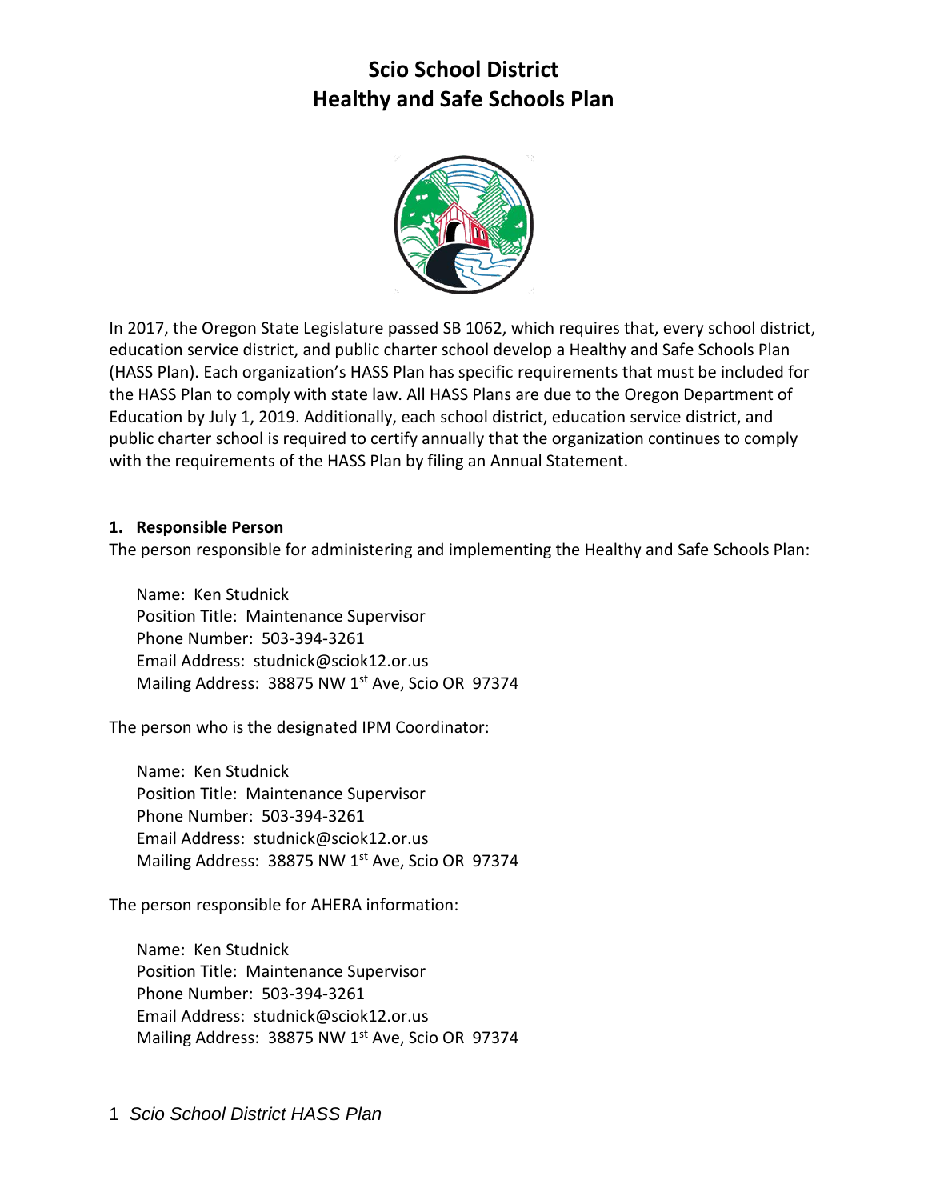# Scio School District
# Healthy and Safe Schools Plan

In 2017, the Oregon State Legislature passed SB 1062, which requires that, every school district, education service district, and public charter school develop a Healthy and Safe Schools Plan (HASS Plan). Each organization's HASS Plan has specific requirements that must be included for the HASS Plan to comply with state law. All HASS Plans are due to the Oregon Department of Education by July 1, 2019. Additionally, each school district, education service district, and public charter school is required to certify annually that the organization continues to comply with the requirements of the HASS Plan by filing an Annual Statement.

### 1. Responsible Person

The person responsible for administering and implementing the Healthy and Safe Schools Plan:

Name: Ken Studnick
Position Title: Maintenance Supervisor
Phone Number: 503-394-3261
Email Address: studnick@sciok12.or.us
Mailing Address: 38875 NW 1st Ave, Scio OR 97374

The person who is the designated IPM Coordinator:

Name: Ken Studnick
Position Title: Maintenance Supervisor
Phone Number: 503-394-3261
Email Address: studnick@sciok12.or.us
Mailing Address: 38875 NW 1st Ave, Scio OR 97374

The person responsible for AHERA information:

Name: Ken Studnick
Position Title: Maintenance Supervisor
Phone Number: 503-394-3261
Email Address: studnick@sciok12.or.us
Mailing Address: 38875 NW 1st Ave, Scio OR 97374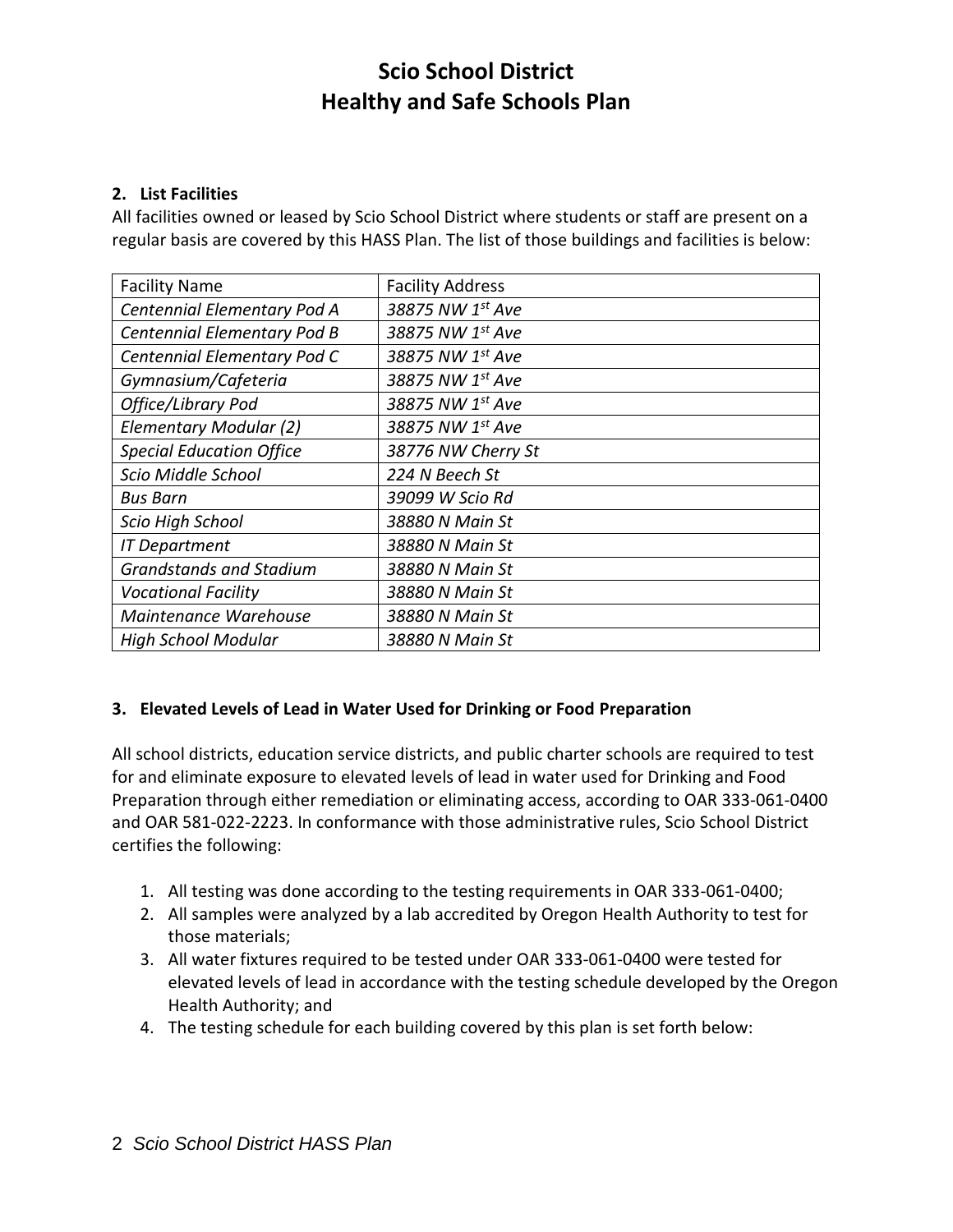# Scio School District
# Healthy and Safe Schools Plan

**2. List Facilities**

All facilities owned or leased by Scio School District where students or staff are present on a regular basis are covered by this HASS Plan. The list of those buildings and facilities is below:

| Facility Name | Facility Address |
|---|---|
| *Centennial Elementary Pod A* | *38875 NW 1st Ave* |
| *Centennial Elementary Pod B* | *38875 NW 1st Ave* |
| *Centennial Elementary Pod C* | *38875 NW 1st Ave* |
| *Gymnasium/Cafeteria* | *38875 NW 1st Ave* |
| *Office/Library Pod* | *38875 NW 1st Ave* |
| *Elementary Modular (2)* | *38875 NW 1st Ave* |
| *Special Education Office* | *38776 NW Cherry St* |
| *Scio Middle School* | *224 N Beech St* |
| *Bus Barn* | *39099 W Scio Rd* |
| *Scio High School* | *38880 N Main St* |
| *IT Department* | *38880 N Main St* |
| *Grandstands and Stadium* | *38880 N Main St* |
| *Vocational Facility* | *38880 N Main St* |
| *Maintenance Warehouse* | *38880 N Main St* |
| *High School Modular* | *38880 N Main St* |

**3. Elevated Levels of Lead in Water Used for Drinking or Food Preparation**

All school districts, education service districts, and public charter schools are required to test for and eliminate exposure to elevated levels of lead in water used for Drinking and Food Preparation through either remediation or eliminating access, according to OAR 333-061-0400 and OAR 581-022-2223. In conformance with those administrative rules, Scio School District certifies the following:

1. All testing was done according to the testing requirements in OAR 333-061-0400;
2. All samples were analyzed by a lab accredited by Oregon Health Authority to test for those materials;
3. All water fixtures required to be tested under OAR 333-061-0400 were tested for elevated levels of lead in accordance with the testing schedule developed by the Oregon Health Authority; and
4. The testing schedule for each building covered by this plan is set forth below: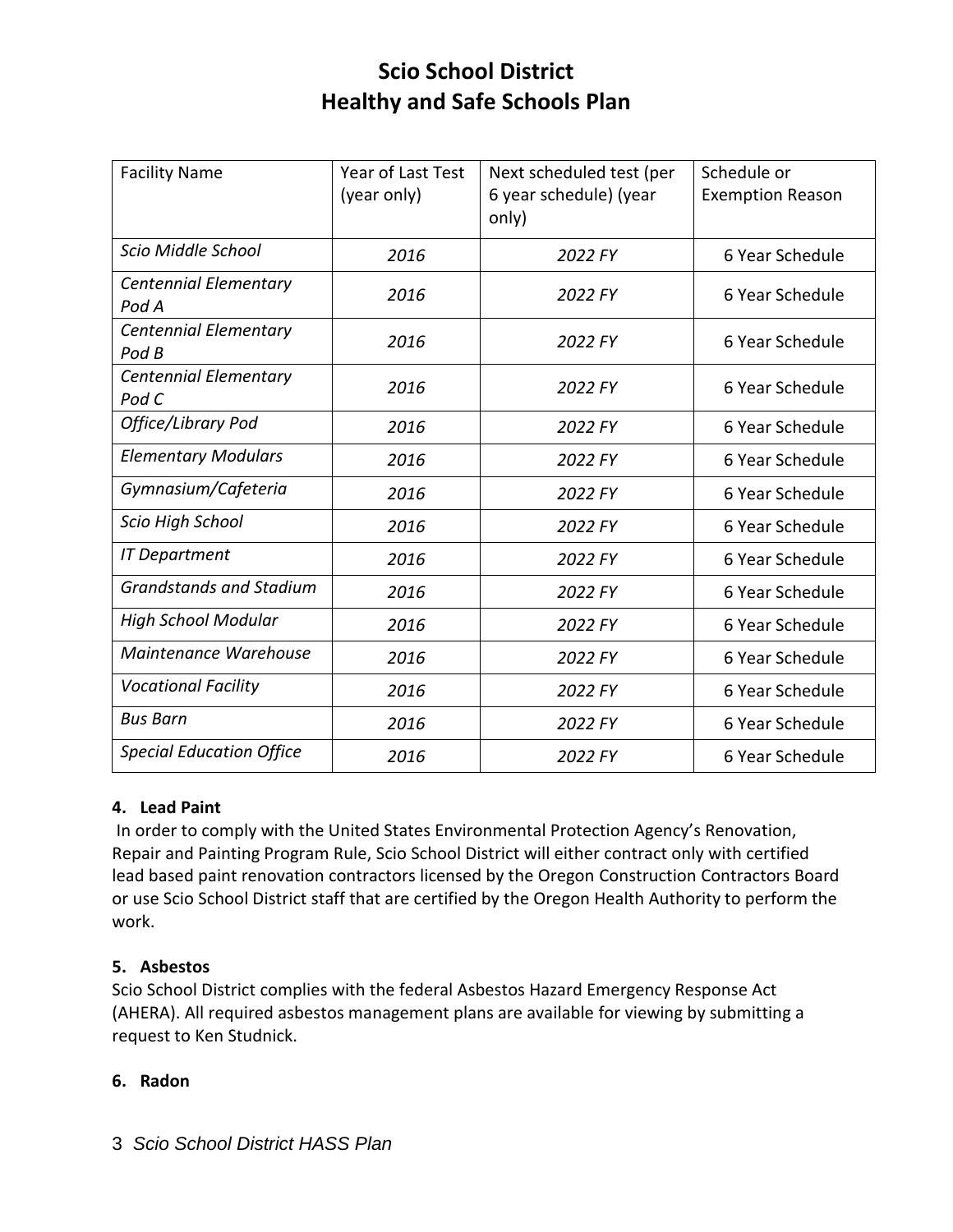# Scio School District
# Healthy and Safe Schools Plan

| Facility Name | Year of Last Test (year only) | Next scheduled test (per 6 year schedule) (year only) | Schedule or Exemption Reason |
|---|---|---|---|
| *Scio Middle School* | *2016* | *2022 FY* | 6 Year Schedule |
| *Centennial Elementary Pod A* | *2016* | *2022 FY* | 6 Year Schedule |
| *Centennial Elementary Pod B* | *2016* | *2022 FY* | 6 Year Schedule |
| *Centennial Elementary Pod C* | *2016* | *2022 FY* | 6 Year Schedule |
| *Office/Library Pod* | *2016* | *2022 FY* | 6 Year Schedule |
| *Elementary Modulars* | *2016* | *2022 FY* | 6 Year Schedule |
| *Gymnasium/Cafeteria* | *2016* | *2022 FY* | 6 Year Schedule |
| *Scio High School* | *2016* | *2022 FY* | 6 Year Schedule |
| *IT Department* | *2016* | *2022 FY* | 6 Year Schedule |
| *Grandstands and Stadium* | *2016* | *2022 FY* | 6 Year Schedule |
| *High School Modular* | *2016* | *2022 FY* | 6 Year Schedule |
| *Maintenance Warehouse* | *2016* | *2022 FY* | 6 Year Schedule |
| *Vocational Facility* | *2016* | *2022 FY* | 6 Year Schedule |
| *Bus Barn* | *2016* | *2022 FY* | 6 Year Schedule |
| *Special Education Office* | *2016* | *2022 FY* | 6 Year Schedule |

**4. Lead Paint**

In order to comply with the United States Environmental Protection Agency's Renovation, Repair and Painting Program Rule, Scio School District will either contract only with certified lead based paint renovation contractors licensed by the Oregon Construction Contractors Board or use Scio School District staff that are certified by the Oregon Health Authority to perform the work.

**5. Asbestos**

Scio School District complies with the federal Asbestos Hazard Emergency Response Act (AHERA). All required asbestos management plans are available for viewing by submitting a request to Ken Studnick.

**6. Radon**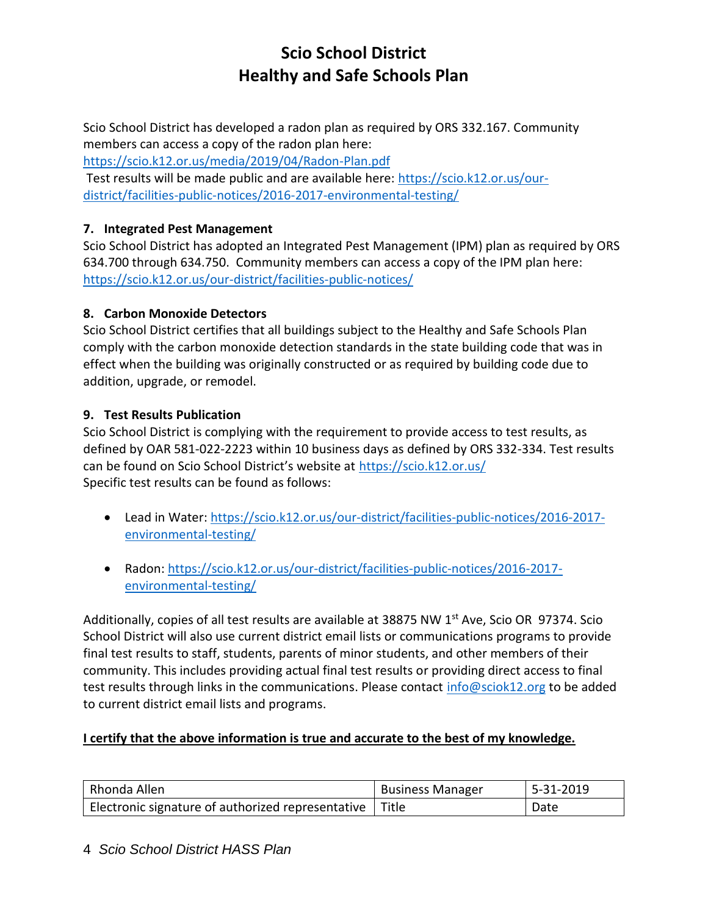# Scio School District
# Healthy and Safe Schools Plan

Scio School District has developed a radon plan as required by ORS 332.167. Community members can access a copy of the radon plan here: https://scio.k12.or.us/media/2019/04/Radon-Plan.pdf
Test results will be made public and are available here: https://scio.k12.or.us/our-district/facilities-public-notices/2016-2017-environmental-testing/

### 7. Integrated Pest Management

Scio School District has adopted an Integrated Pest Management (IPM) plan as required by ORS 634.700 through 634.750. Community members can access a copy of the IPM plan here: https://scio.k12.or.us/our-district/facilities-public-notices/

### 8. Carbon Monoxide Detectors

Scio School District certifies that all buildings subject to the Healthy and Safe Schools Plan comply with the carbon monoxide detection standards in the state building code that was in effect when the building was originally constructed or as required by building code due to addition, upgrade, or remodel.

### 9. Test Results Publication

Scio School District is complying with the requirement to provide access to test results, as defined by OAR 581-022-2223 within 10 business days as defined by ORS 332-334. Test results can be found on Scio School District's website at https://scio.k12.or.us/
Specific test results can be found as follows:

- Lead in Water: https://scio.k12.or.us/our-district/facilities-public-notices/2016-2017-environmental-testing/
- Radon: https://scio.k12.or.us/our-district/facilities-public-notices/2016-2017-environmental-testing/

Additionally, copies of all test results are available at 38875 NW 1st Ave, Scio OR 97374. Scio School District will also use current district email lists or communications programs to provide final test results to staff, students, parents of minor students, and other members of their community. This includes providing actual final test results or providing direct access to final test results through links in the communications. Please contact info@sciok12.org to be added to current district email lists and programs.

**I certify that the above information is true and accurate to the best of my knowledge.**

| | | |
|---|---|---|
| Rhonda Allen | Business Manager | 5-31-2019 |
| Electronic signature of authorized representative | Title | Date |